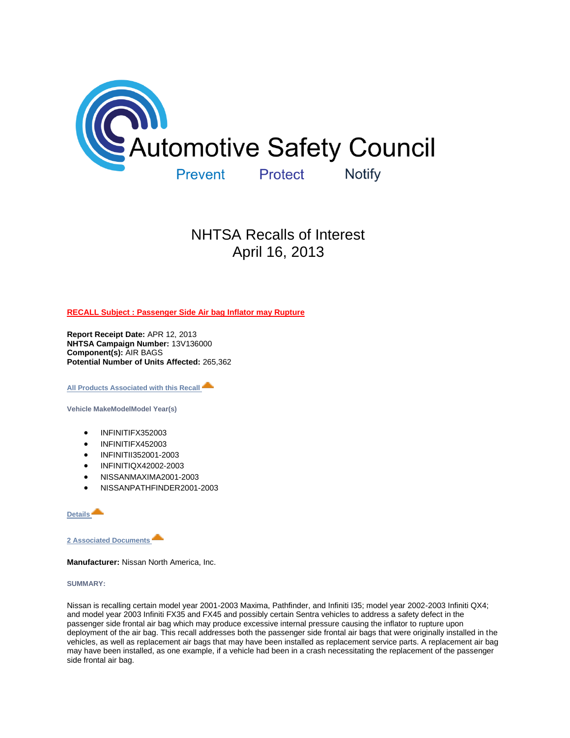# Automotive Safety Council

Prevent Protect Notify

## NHTSA Recalls of Interest
## April 16, 2013

**RECALL Subject : Passenger Side Air bag Inflator may Rupture**

**Report Receipt Date:** APR 12, 2013
**NHTSA Campaign Number:** 13V136000
**Component(s):** AIR BAGS
**Potential Number of Units Affected:** 265,362

**All Products Associated with this Recall**

**Vehicle MakeModelModel Year(s)**

- INFINITIFX352003
- INFINITIFX452003
- INFINITII352001-2003
- INFINITIQX42002-2003
- NISSANMAXIMA2001-2003
- NISSANPATHFINDER2001-2003

**Details**

**2 Associated Documents**

**Manufacturer:** Nissan North America, Inc.

**SUMMARY:**

Nissan is recalling certain model year 2001-2003 Maxima, Pathfinder, and Infiniti I35; model year 2002-2003 Infiniti QX4; and model year 2003 Infiniti FX35 and FX45 and possibly certain Sentra vehicles to address a safety defect in the passenger side frontal air bag which may produce excessive internal pressure causing the inflator to rupture upon deployment of the air bag. This recall addresses both the passenger side frontal air bags that were originally installed in the vehicles, as well as replacement air bags that may have been installed as replacement service parts. A replacement air bag may have been installed, as one example, if a vehicle had been in a crash necessitating the replacement of the passenger side frontal air bag.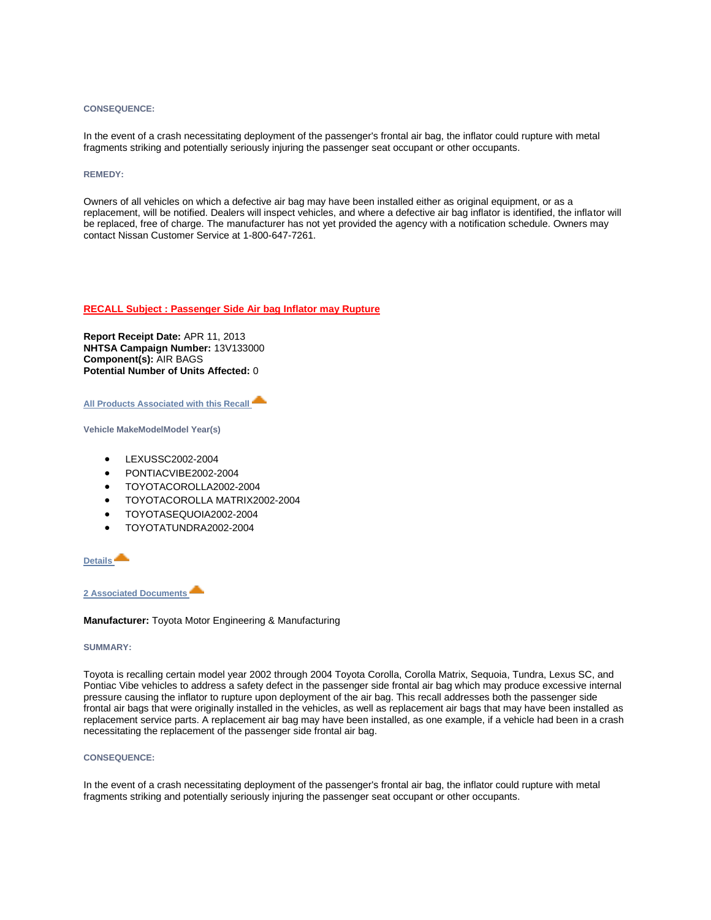**CONSEQUENCE:**

In the event of a crash necessitating deployment of the passenger's frontal air bag, the inflator could rupture with metal fragments striking and potentially seriously injuring the passenger seat occupant or other occupants.

**REMEDY:**

Owners of all vehicles on which a defective air bag may have been installed either as original equipment, or as a replacement, will be notified. Dealers will inspect vehicles, and where a defective air bag inflator is identified, the inflator will be replaced, free of charge. The manufacturer has not yet provided the agency with a notification schedule. Owners may contact Nissan Customer Service at 1-800-647-7261.

## RECALL Subject : Passenger Side Air bag Inflator may Rupture

**Report Receipt Date:** APR 11, 2013
**NHTSA Campaign Number:** 13V133000
**Component(s):** AIR BAGS
**Potential Number of Units Affected:** 0

**All Products Associated with this Recall**

**Vehicle MakeModelModel Year(s)**

- LEXUSSC2002-2004
- PONTIACVIBE2002-2004
- TOYOTACOROLLA2002-2004
- TOYOTACOROLLA MATRIX2002-2004
- TOYOTASEQUOIA2002-2004
- TOYOTATUNDRA2002-2004

**Details**

**2 Associated Documents**

**Manufacturer:** Toyota Motor Engineering & Manufacturing

**SUMMARY:**

Toyota is recalling certain model year 2002 through 2004 Toyota Corolla, Corolla Matrix, Sequoia, Tundra, Lexus SC, and Pontiac Vibe vehicles to address a safety defect in the passenger side frontal air bag which may produce excessive internal pressure causing the inflator to rupture upon deployment of the air bag. This recall addresses both the passenger side frontal air bags that were originally installed in the vehicles, as well as replacement air bags that may have been installed as replacement service parts. A replacement air bag may have been installed, as one example, if a vehicle had been in a crash necessitating the replacement of the passenger side frontal air bag.

**CONSEQUENCE:**

In the event of a crash necessitating deployment of the passenger's frontal air bag, the inflator could rupture with metal fragments striking and potentially seriously injuring the passenger seat occupant or other occupants.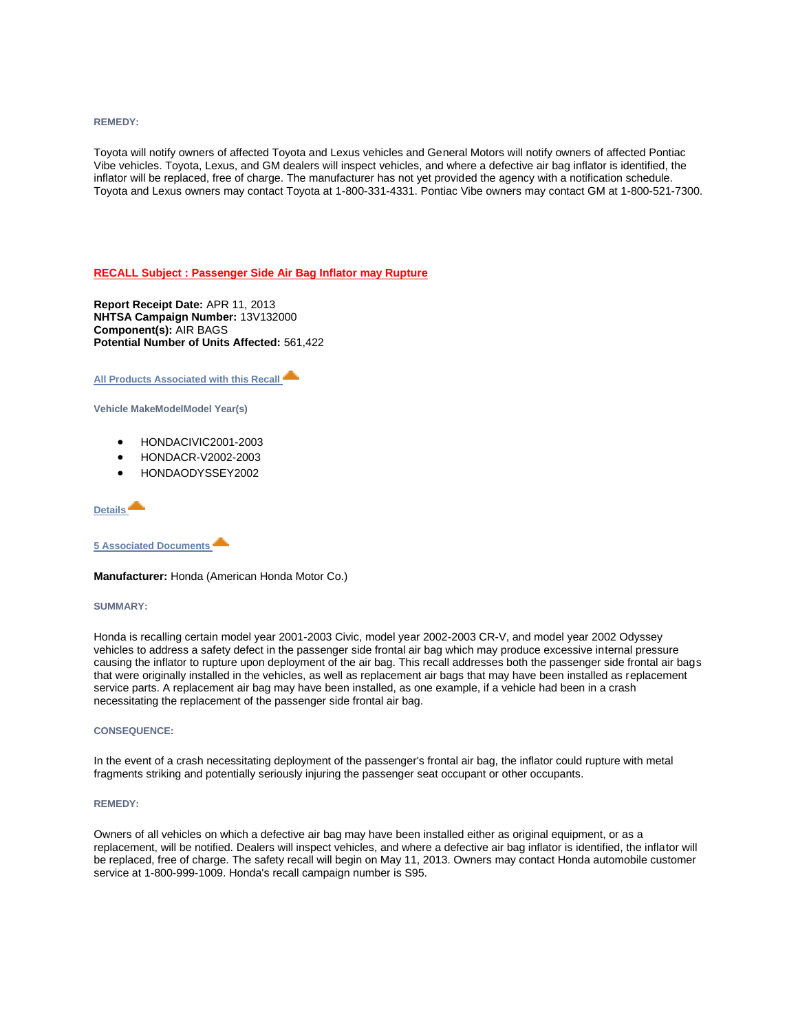**REMEDY:**

Toyota will notify owners of affected Toyota and Lexus vehicles and General Motors will notify owners of affected Pontiac Vibe vehicles. Toyota, Lexus, and GM dealers will inspect vehicles, and where a defective air bag inflator is identified, the inflator will be replaced, free of charge. The manufacturer has not yet provided the agency with a notification schedule. Toyota and Lexus owners may contact Toyota at 1-800-331-4331. Pontiac Vibe owners may contact GM at 1-800-521-7300.

**RECALL Subject : Passenger Side Air Bag Inflator may Rupture**

**Report Receipt Date:** APR 11, 2013
**NHTSA Campaign Number:** 13V132000
**Component(s):** AIR BAGS
**Potential Number of Units Affected:** 561,422

**All Products Associated with this Recall**

**Vehicle MakeModelModel Year(s)**

- HONDACIVIC2001-2003
- HONDACR-V2002-2003
- HONDAODYSSEY2002

**Details**

**5 Associated Documents**

**Manufacturer:** Honda (American Honda Motor Co.)

**SUMMARY:**

Honda is recalling certain model year 2001-2003 Civic, model year 2002-2003 CR-V, and model year 2002 Odyssey vehicles to address a safety defect in the passenger side frontal air bag which may produce excessive internal pressure causing the inflator to rupture upon deployment of the air bag. This recall addresses both the passenger side frontal air bags that were originally installed in the vehicles, as well as replacement air bags that may have been installed as replacement service parts. A replacement air bag may have been installed, as one example, if a vehicle had been in a crash necessitating the replacement of the passenger side frontal air bag.

**CONSEQUENCE:**

In the event of a crash necessitating deployment of the passenger's frontal air bag, the inflator could rupture with metal fragments striking and potentially seriously injuring the passenger seat occupant or other occupants.

**REMEDY:**

Owners of all vehicles on which a defective air bag may have been installed either as original equipment, or as a replacement, will be notified. Dealers will inspect vehicles, and where a defective air bag inflator is identified, the inflator will be replaced, free of charge. The safety recall will begin on May 11, 2013. Owners may contact Honda automobile customer service at 1-800-999-1009. Honda's recall campaign number is S95.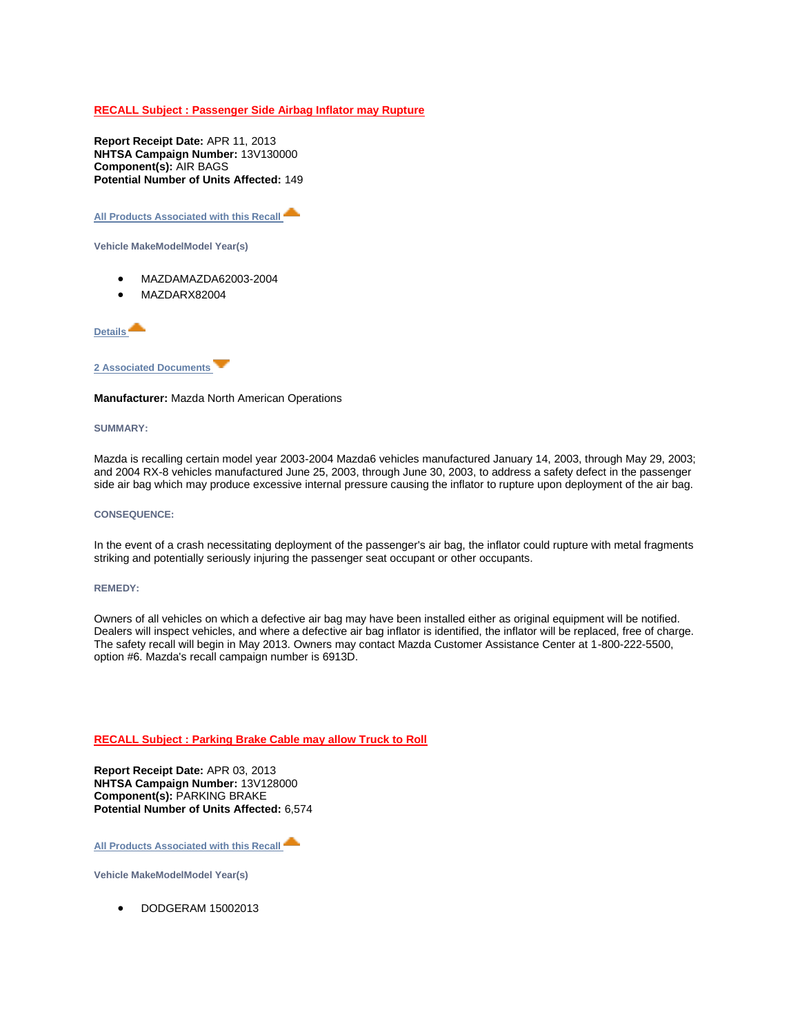## RECALL Subject : Passenger Side Airbag Inflator may Rupture

**Report Receipt Date:** APR 11, 2013
**NHTSA Campaign Number:** 13V130000
**Component(s):** AIR BAGS
**Potential Number of Units Affected:** 149

All Products Associated with this Recall

Vehicle MakeModelModel Year(s)

- MAZDAMAZDA62003-2004
- MAZDARX82004

Details

2 Associated Documents

**Manufacturer:** Mazda North American Operations

SUMMARY:

Mazda is recalling certain model year 2003-2004 Mazda6 vehicles manufactured January 14, 2003, through May 29, 2003; and 2004 RX-8 vehicles manufactured June 25, 2003, through June 30, 2003, to address a safety defect in the passenger side air bag which may produce excessive internal pressure causing the inflator to rupture upon deployment of the air bag.

CONSEQUENCE:

In the event of a crash necessitating deployment of the passenger's air bag, the inflator could rupture with metal fragments striking and potentially seriously injuring the passenger seat occupant or other occupants.

REMEDY:

Owners of all vehicles on which a defective air bag may have been installed either as original equipment will be notified. Dealers will inspect vehicles, and where a defective air bag inflator is identified, the inflator will be replaced, free of charge. The safety recall will begin in May 2013. Owners may contact Mazda Customer Assistance Center at 1-800-222-5500, option #6. Mazda's recall campaign number is 6913D.

## RECALL Subject : Parking Brake Cable may allow Truck to Roll

**Report Receipt Date:** APR 03, 2013
**NHTSA Campaign Number:** 13V128000
**Component(s):** PARKING BRAKE
**Potential Number of Units Affected:** 6,574

All Products Associated with this Recall

Vehicle MakeModelModel Year(s)

- DODGERAM 15002013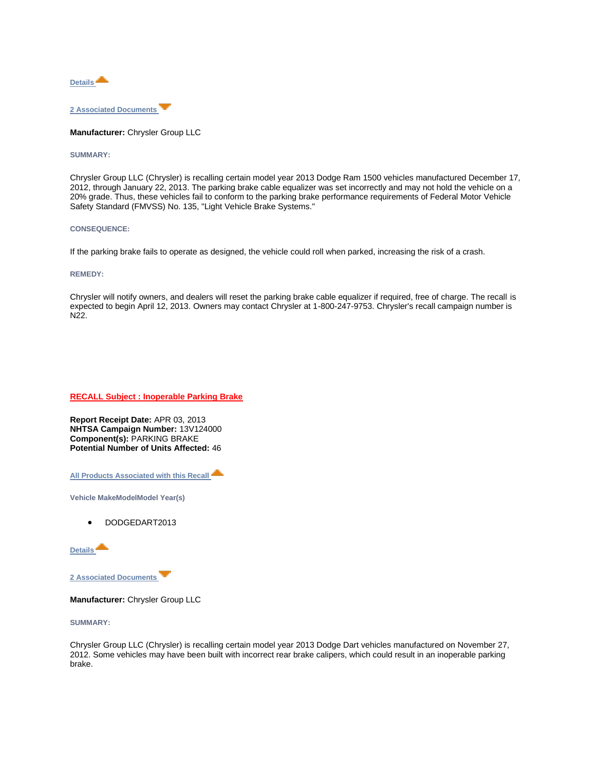Details

2 Associated Documents

**Manufacturer:** Chrysler Group LLC

SUMMARY:

Chrysler Group LLC (Chrysler) is recalling certain model year 2013 Dodge Ram 1500 vehicles manufactured December 17, 2012, through January 22, 2013. The parking brake cable equalizer was set incorrectly and may not hold the vehicle on a 20% grade. Thus, these vehicles fail to conform to the parking brake performance requirements of Federal Motor Vehicle Safety Standard (FMVSS) No. 135, "Light Vehicle Brake Systems."

CONSEQUENCE:

If the parking brake fails to operate as designed, the vehicle could roll when parked, increasing the risk of a crash.

REMEDY:

Chrysler will notify owners, and dealers will reset the parking brake cable equalizer if required, free of charge. The recall is expected to begin April 12, 2013. Owners may contact Chrysler at 1-800-247-9753. Chrysler's recall campaign number is N22.

## RECALL Subject : Inoperable Parking Brake

**Report Receipt Date:** APR 03, 2013
**NHTSA Campaign Number:** 13V124000
**Component(s):** PARKING BRAKE
**Potential Number of Units Affected:** 46

All Products Associated with this Recall

Vehicle MakeModelModel Year(s)

- DODGEDART2013

Details

2 Associated Documents

**Manufacturer:** Chrysler Group LLC

SUMMARY:

Chrysler Group LLC (Chrysler) is recalling certain model year 2013 Dodge Dart vehicles manufactured on November 27, 2012. Some vehicles may have been built with incorrect rear brake calipers, which could result in an inoperable parking brake.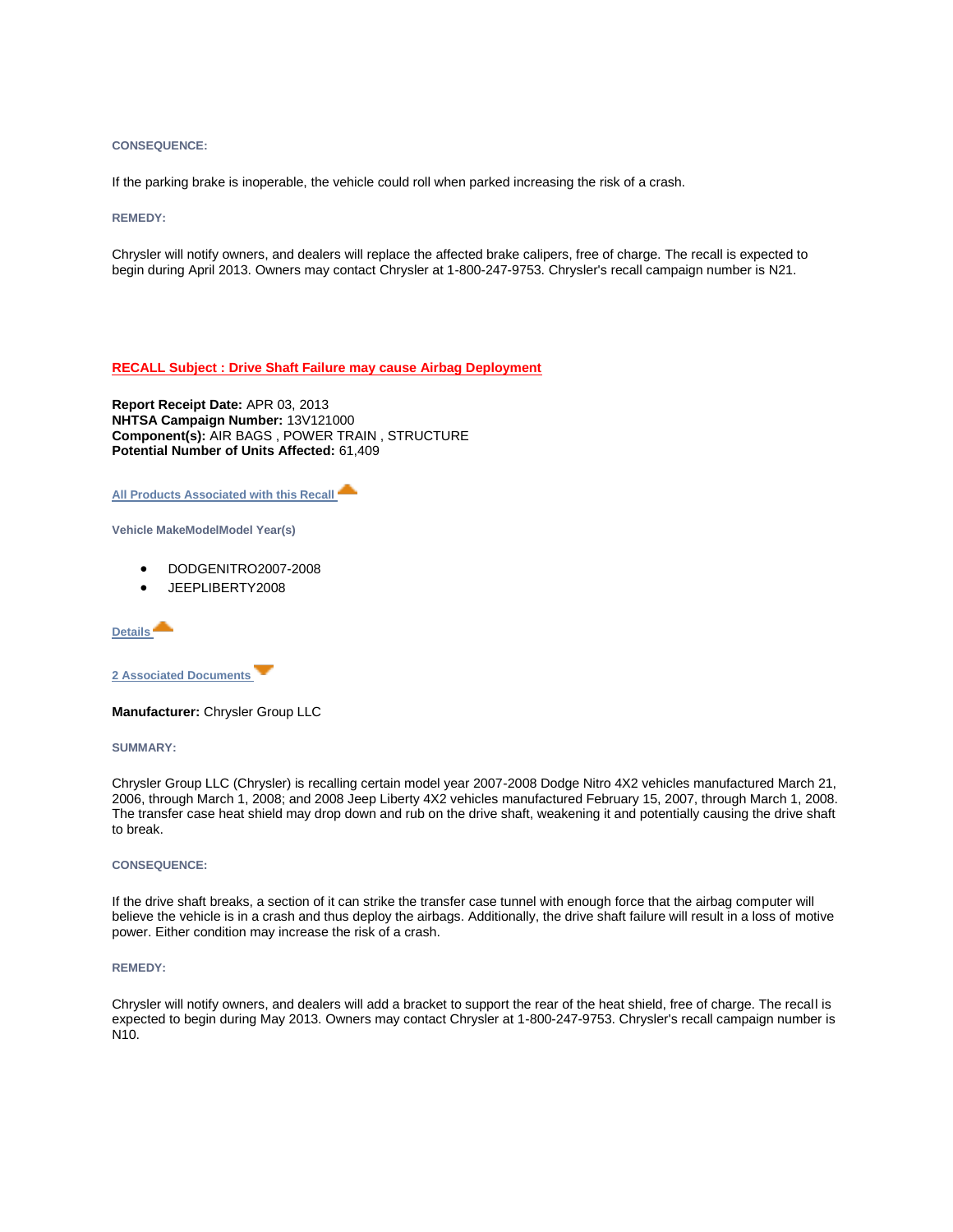**CONSEQUENCE:**

If the parking brake is inoperable, the vehicle could roll when parked increasing the risk of a crash.

**REMEDY:**

Chrysler will notify owners, and dealers will replace the affected brake calipers, free of charge. The recall is expected to begin during April 2013. Owners may contact Chrysler at 1-800-247-9753. Chrysler's recall campaign number is N21.

## RECALL Subject : Drive Shaft Failure may cause Airbag Deployment

**Report Receipt Date:** APR 03, 2013
**NHTSA Campaign Number:** 13V121000
**Component(s):** AIR BAGS , POWER TRAIN , STRUCTURE
**Potential Number of Units Affected:** 61,409

**All Products Associated with this Recall**

**Vehicle MakeModelModel Year(s)**

- DODGENITRO2007-2008
- JEEPLIBERTY2008

**Details**

**2 Associated Documents**

**Manufacturer:** Chrysler Group LLC

**SUMMARY:**

Chrysler Group LLC (Chrysler) is recalling certain model year 2007-2008 Dodge Nitro 4X2 vehicles manufactured March 21, 2006, through March 1, 2008; and 2008 Jeep Liberty 4X2 vehicles manufactured February 15, 2007, through March 1, 2008. The transfer case heat shield may drop down and rub on the drive shaft, weakening it and potentially causing the drive shaft to break.

**CONSEQUENCE:**

If the drive shaft breaks, a section of it can strike the transfer case tunnel with enough force that the airbag computer will believe the vehicle is in a crash and thus deploy the airbags. Additionally, the drive shaft failure will result in a loss of motive power. Either condition may increase the risk of a crash.

**REMEDY:**

Chrysler will notify owners, and dealers will add a bracket to support the rear of the heat shield, free of charge. The recall is expected to begin during May 2013. Owners may contact Chrysler at 1-800-247-9753. Chrysler's recall campaign number is N10.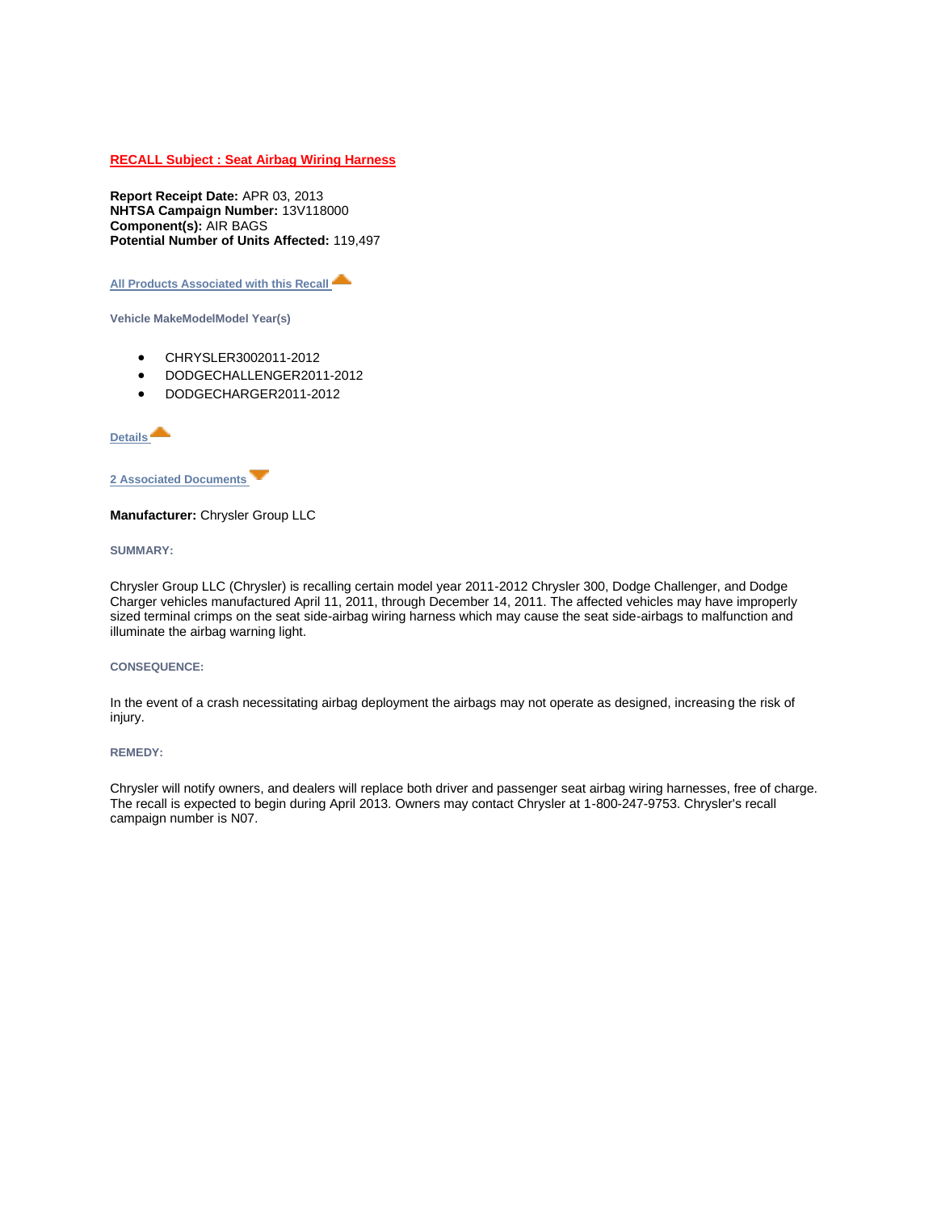**RECALL Subject : Seat Airbag Wiring Harness**

**Report Receipt Date:** APR 03, 2013
**NHTSA Campaign Number:** 13V118000
**Component(s):** AIR BAGS
**Potential Number of Units Affected:** 119,497

**All Products Associated with this Recall**

**Vehicle MakeModelModel Year(s)**

- CHRYSLER3002011-2012
- DODGECHALLENGER2011-2012
- DODGECHARGER2011-2012

**Details**

**2 Associated Documents**

**Manufacturer:** Chrysler Group LLC

**SUMMARY:**

Chrysler Group LLC (Chrysler) is recalling certain model year 2011-2012 Chrysler 300, Dodge Challenger, and Dodge Charger vehicles manufactured April 11, 2011, through December 14, 2011. The affected vehicles may have improperly sized terminal crimps on the seat side-airbag wiring harness which may cause the seat side-airbags to malfunction and illuminate the airbag warning light.

**CONSEQUENCE:**

In the event of a crash necessitating airbag deployment the airbags may not operate as designed, increasing the risk of injury.

**REMEDY:**

Chrysler will notify owners, and dealers will replace both driver and passenger seat airbag wiring harnesses, free of charge. The recall is expected to begin during April 2013. Owners may contact Chrysler at 1-800-247-9753. Chrysler's recall campaign number is N07.